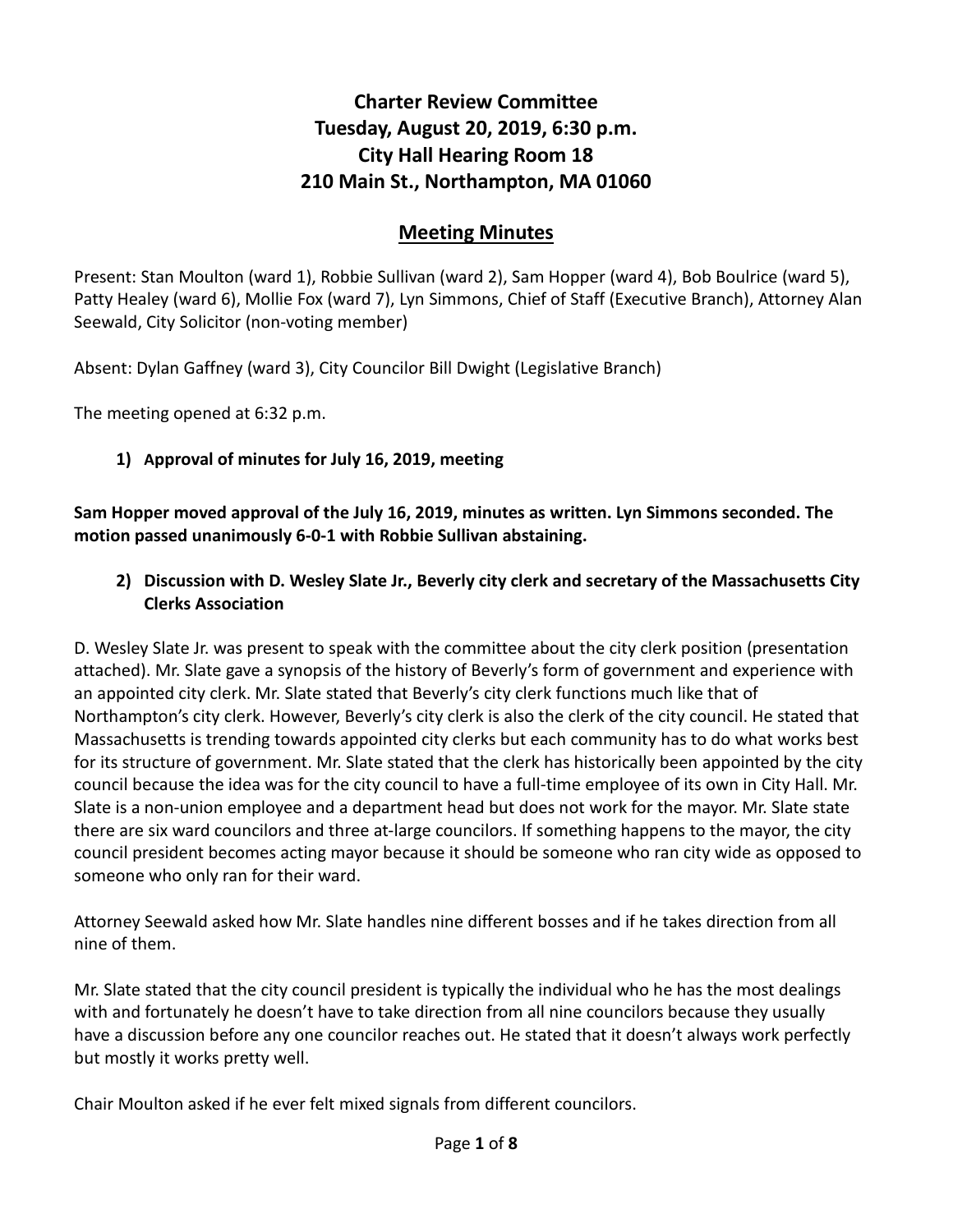# Charter Review Committee
# Tuesday, August 20, 2019, 6:30 p.m.
# City Hall Hearing Room 18
# 210 Main St., Northampton, MA 01060

## Meeting Minutes

Present: Stan Moulton (ward 1), Robbie Sullivan (ward 2), Sam Hopper (ward 4), Bob Boulrice (ward 5), Patty Healey (ward 6), Mollie Fox (ward 7), Lyn Simmons, Chief of Staff (Executive Branch), Attorney Alan Seewald, City Solicitor (non-voting member)

Absent: Dylan Gaffney (ward 3), City Councilor Bill Dwight (Legislative Branch)

The meeting opened at 6:32 p.m.

1) **Approval of minutes for July 16, 2019, meeting**

**Sam Hopper moved approval of the July 16, 2019, minutes as written. Lyn Simmons seconded. The motion passed unanimously 6-0-1 with Robbie Sullivan abstaining.**

2) **Discussion with D. Wesley Slate Jr., Beverly city clerk and secretary of the Massachusetts City Clerks Association**

D. Wesley Slate Jr. was present to speak with the committee about the city clerk position (presentation attached). Mr. Slate gave a synopsis of the history of Beverly's form of government and experience with an appointed city clerk. Mr. Slate stated that Beverly's city clerk functions much like that of Northampton's city clerk. However, Beverly's city clerk is also the clerk of the city council. He stated that Massachusetts is trending towards appointed city clerks but each community has to do what works best for its structure of government. Mr. Slate stated that the clerk has historically been appointed by the city council because the idea was for the city council to have a full-time employee of its own in City Hall. Mr. Slate is a non-union employee and a department head but does not work for the mayor. Mr. Slate state there are six ward councilors and three at-large councilors. If something happens to the mayor, the city council president becomes acting mayor because it should be someone who ran city wide as opposed to someone who only ran for their ward.

Attorney Seewald asked how Mr. Slate handles nine different bosses and if he takes direction from all nine of them.

Mr. Slate stated that the city council president is typically the individual who he has the most dealings with and fortunately he doesn't have to take direction from all nine councilors because they usually have a discussion before any one councilor reaches out. He stated that it doesn't always work perfectly but mostly it works pretty well.

Chair Moulton asked if he ever felt mixed signals from different councilors.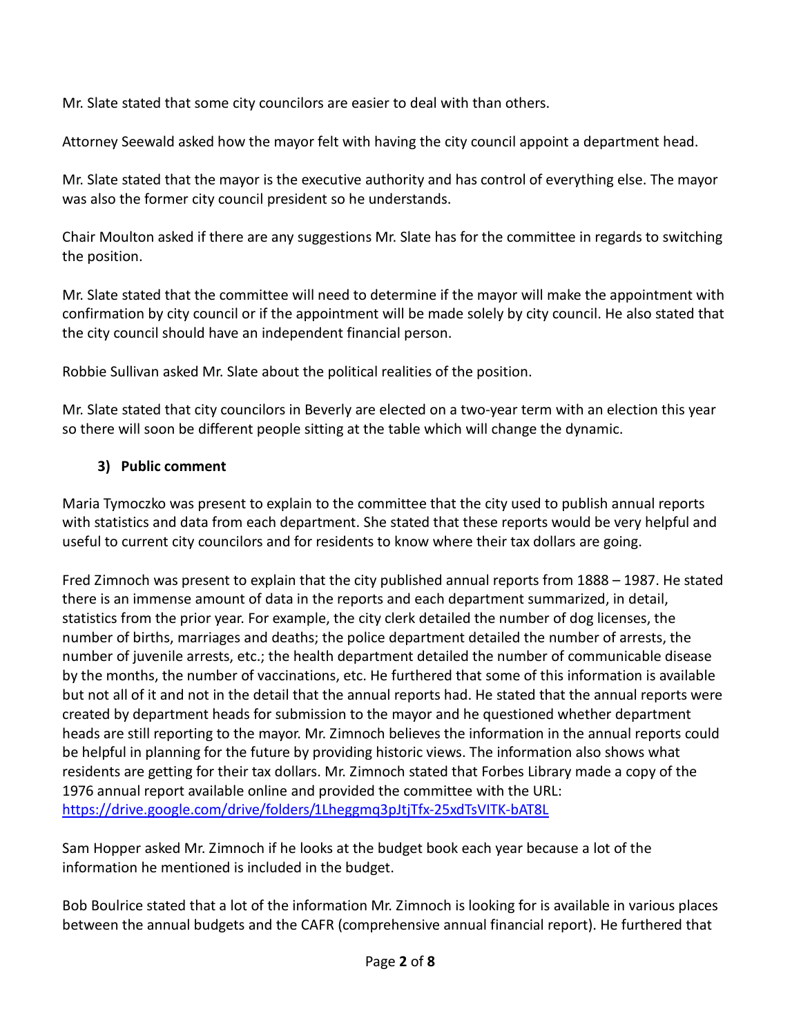Mr. Slate stated that some city councilors are easier to deal with than others.

Attorney Seewald asked how the mayor felt with having the city council appoint a department head.

Mr. Slate stated that the mayor is the executive authority and has control of everything else. The mayor was also the former city council president so he understands.

Chair Moulton asked if there are any suggestions Mr. Slate has for the committee in regards to switching the position.

Mr. Slate stated that the committee will need to determine if the mayor will make the appointment with confirmation by city council or if the appointment will be made solely by city council. He also stated that the city council should have an independent financial person.

Robbie Sullivan asked Mr. Slate about the political realities of the position.

Mr. Slate stated that city councilors in Beverly are elected on a two-year term with an election this year so there will soon be different people sitting at the table which will change the dynamic.

### 3) Public comment

Maria Tymoczko was present to explain to the committee that the city used to publish annual reports with statistics and data from each department. She stated that these reports would be very helpful and useful to current city councilors and for residents to know where their tax dollars are going.

Fred Zimnoch was present to explain that the city published annual reports from 1888 – 1987. He stated there is an immense amount of data in the reports and each department summarized, in detail, statistics from the prior year. For example, the city clerk detailed the number of dog licenses, the number of births, marriages and deaths; the police department detailed the number of arrests, the number of juvenile arrests, etc.; the health department detailed the number of communicable disease by the months, the number of vaccinations, etc. He furthered that some of this information is available but not all of it and not in the detail that the annual reports had. He stated that the annual reports were created by department heads for submission to the mayor and he questioned whether department heads are still reporting to the mayor. Mr. Zimnoch believes the information in the annual reports could be helpful in planning for the future by providing historic views. The information also shows what residents are getting for their tax dollars. Mr. Zimnoch stated that Forbes Library made a copy of the 1976 annual report available online and provided the committee with the URL: https://drive.google.com/drive/folders/1Lheggmq3pJtjTfx-25xdTsVITK-bAT8L

Sam Hopper asked Mr. Zimnoch if he looks at the budget book each year because a lot of the information he mentioned is included in the budget.

Bob Boulrice stated that a lot of the information Mr. Zimnoch is looking for is available in various places between the annual budgets and the CAFR (comprehensive annual financial report). He furthered that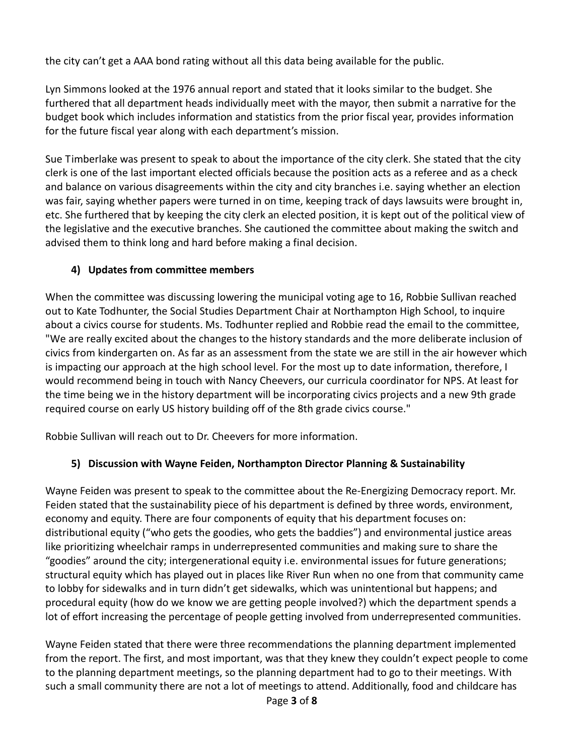the city can't get a AAA bond rating without all this data being available for the public.

Lyn Simmons looked at the 1976 annual report and stated that it looks similar to the budget. She furthered that all department heads individually meet with the mayor, then submit a narrative for the budget book which includes information and statistics from the prior fiscal year, provides information for the future fiscal year along with each department's mission.

Sue Timberlake was present to speak to about the importance of the city clerk. She stated that the city clerk is one of the last important elected officials because the position acts as a referee and as a check and balance on various disagreements within the city and city branches i.e. saying whether an election was fair, saying whether papers were turned in on time, keeping track of days lawsuits were brought in, etc. She furthered that by keeping the city clerk an elected position, it is kept out of the political view of the legislative and the executive branches. She cautioned the committee about making the switch and advised them to think long and hard before making a final decision.

### 4) Updates from committee members

When the committee was discussing lowering the municipal voting age to 16, Robbie Sullivan reached out to Kate Todhunter, the Social Studies Department Chair at Northampton High School, to inquire about a civics course for students. Ms. Todhunter replied and Robbie read the email to the committee, "We are really excited about the changes to the history standards and the more deliberate inclusion of civics from kindergarten on. As far as an assessment from the state we are still in the air however which is impacting our approach at the high school level. For the most up to date information, therefore, I would recommend being in touch with Nancy Cheevers, our curricula coordinator for NPS. At least for the time being we in the history department will be incorporating civics projects and a new 9th grade required course on early US history building off of the 8th grade civics course."

Robbie Sullivan will reach out to Dr. Cheevers for more information.

### 5) Discussion with Wayne Feiden, Northampton Director Planning & Sustainability

Wayne Feiden was present to speak to the committee about the Re-Energizing Democracy report. Mr. Feiden stated that the sustainability piece of his department is defined by three words, environment, economy and equity. There are four components of equity that his department focuses on: distributional equity ("who gets the goodies, who gets the baddies") and environmental justice areas like prioritizing wheelchair ramps in underrepresented communities and making sure to share the "goodies" around the city; intergenerational equity i.e. environmental issues for future generations; structural equity which has played out in places like River Run when no one from that community came to lobby for sidewalks and in turn didn't get sidewalks, which was unintentional but happens; and procedural equity (how do we know we are getting people involved?) which the department spends a lot of effort increasing the percentage of people getting involved from underrepresented communities.

Wayne Feiden stated that there were three recommendations the planning department implemented from the report. The first, and most important, was that they knew they couldn't expect people to come to the planning department meetings, so the planning department had to go to their meetings. With such a small community there are not a lot of meetings to attend. Additionally, food and childcare has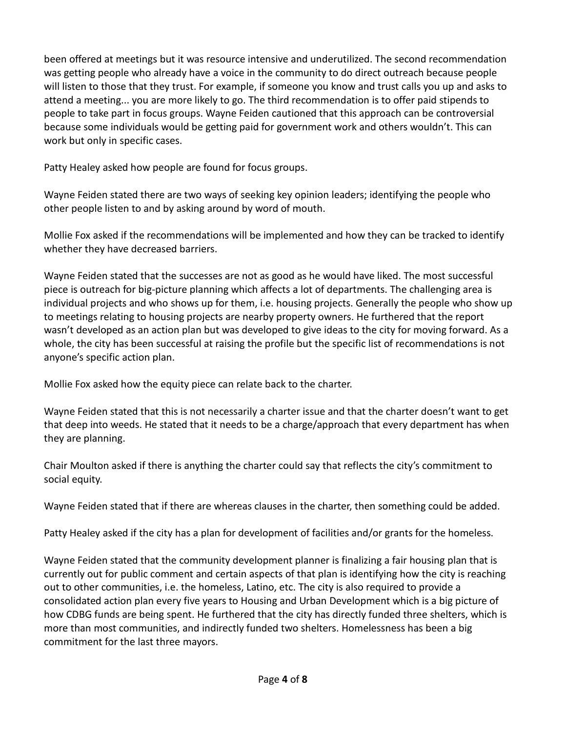been offered at meetings but it was resource intensive and underutilized. The second recommendation was getting people who already have a voice in the community to do direct outreach because people will listen to those that they trust. For example, if someone you know and trust calls you up and asks to attend a meeting... you are more likely to go. The third recommendation is to offer paid stipends to people to take part in focus groups. Wayne Feiden cautioned that this approach can be controversial because some individuals would be getting paid for government work and others wouldn't. This can work but only in specific cases.

Patty Healey asked how people are found for focus groups.

Wayne Feiden stated there are two ways of seeking key opinion leaders; identifying the people who other people listen to and by asking around by word of mouth.

Mollie Fox asked if the recommendations will be implemented and how they can be tracked to identify whether they have decreased barriers.

Wayne Feiden stated that the successes are not as good as he would have liked. The most successful piece is outreach for big-picture planning which affects a lot of departments. The challenging area is individual projects and who shows up for them, i.e. housing projects. Generally the people who show up to meetings relating to housing projects are nearby property owners. He furthered that the report wasn't developed as an action plan but was developed to give ideas to the city for moving forward. As a whole, the city has been successful at raising the profile but the specific list of recommendations is not anyone's specific action plan.

Mollie Fox asked how the equity piece can relate back to the charter.

Wayne Feiden stated that this is not necessarily a charter issue and that the charter doesn't want to get that deep into weeds. He stated that it needs to be a charge/approach that every department has when they are planning.

Chair Moulton asked if there is anything the charter could say that reflects the city's commitment to social equity.

Wayne Feiden stated that if there are whereas clauses in the charter, then something could be added.

Patty Healey asked if the city has a plan for development of facilities and/or grants for the homeless.

Wayne Feiden stated that the community development planner is finalizing a fair housing plan that is currently out for public comment and certain aspects of that plan is identifying how the city is reaching out to other communities, i.e. the homeless, Latino, etc. The city is also required to provide a consolidated action plan every five years to Housing and Urban Development which is a big picture of how CDBG funds are being spent. He furthered that the city has directly funded three shelters, which is more than most communities, and indirectly funded two shelters. Homelessness has been a big commitment for the last three mayors.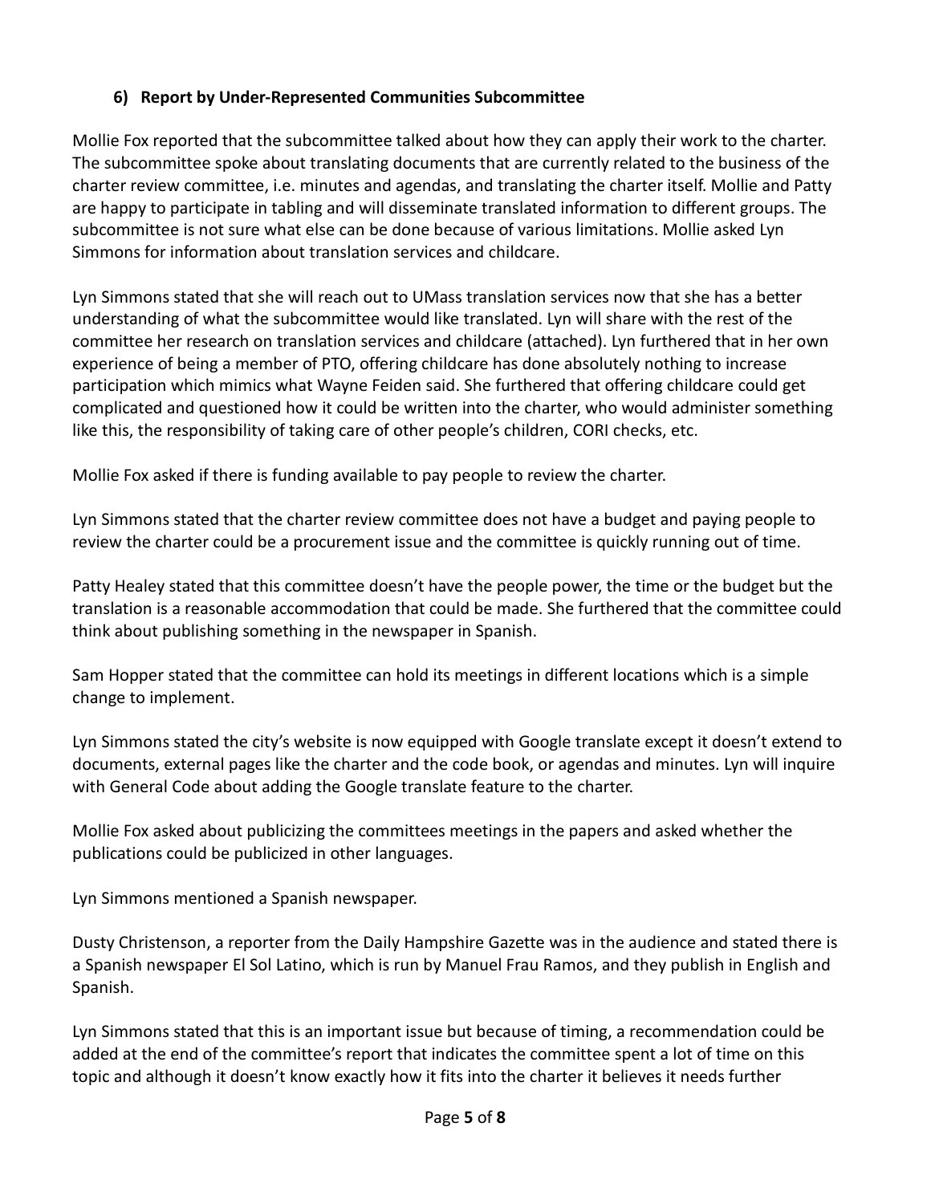### 6) Report by Under-Represented Communities Subcommittee

Mollie Fox reported that the subcommittee talked about how they can apply their work to the charter. The subcommittee spoke about translating documents that are currently related to the business of the charter review committee, i.e. minutes and agendas, and translating the charter itself. Mollie and Patty are happy to participate in tabling and will disseminate translated information to different groups. The subcommittee is not sure what else can be done because of various limitations. Mollie asked Lyn Simmons for information about translation services and childcare.

Lyn Simmons stated that she will reach out to UMass translation services now that she has a better understanding of what the subcommittee would like translated. Lyn will share with the rest of the committee her research on translation services and childcare (attached). Lyn furthered that in her own experience of being a member of PTO, offering childcare has done absolutely nothing to increase participation which mimics what Wayne Feiden said. She furthered that offering childcare could get complicated and questioned how it could be written into the charter, who would administer something like this, the responsibility of taking care of other people's children, CORI checks, etc.

Mollie Fox asked if there is funding available to pay people to review the charter.

Lyn Simmons stated that the charter review committee does not have a budget and paying people to review the charter could be a procurement issue and the committee is quickly running out of time.

Patty Healey stated that this committee doesn't have the people power, the time or the budget but the translation is a reasonable accommodation that could be made. She furthered that the committee could think about publishing something in the newspaper in Spanish.

Sam Hopper stated that the committee can hold its meetings in different locations which is a simple change to implement.

Lyn Simmons stated the city's website is now equipped with Google translate except it doesn't extend to documents, external pages like the charter and the code book, or agendas and minutes. Lyn will inquire with General Code about adding the Google translate feature to the charter.

Mollie Fox asked about publicizing the committees meetings in the papers and asked whether the publications could be publicized in other languages.

Lyn Simmons mentioned a Spanish newspaper.

Dusty Christenson, a reporter from the Daily Hampshire Gazette was in the audience and stated there is a Spanish newspaper El Sol Latino, which is run by Manuel Frau Ramos, and they publish in English and Spanish.

Lyn Simmons stated that this is an important issue but because of timing, a recommendation could be added at the end of the committee's report that indicates the committee spent a lot of time on this topic and although it doesn't know exactly how it fits into the charter it believes it needs further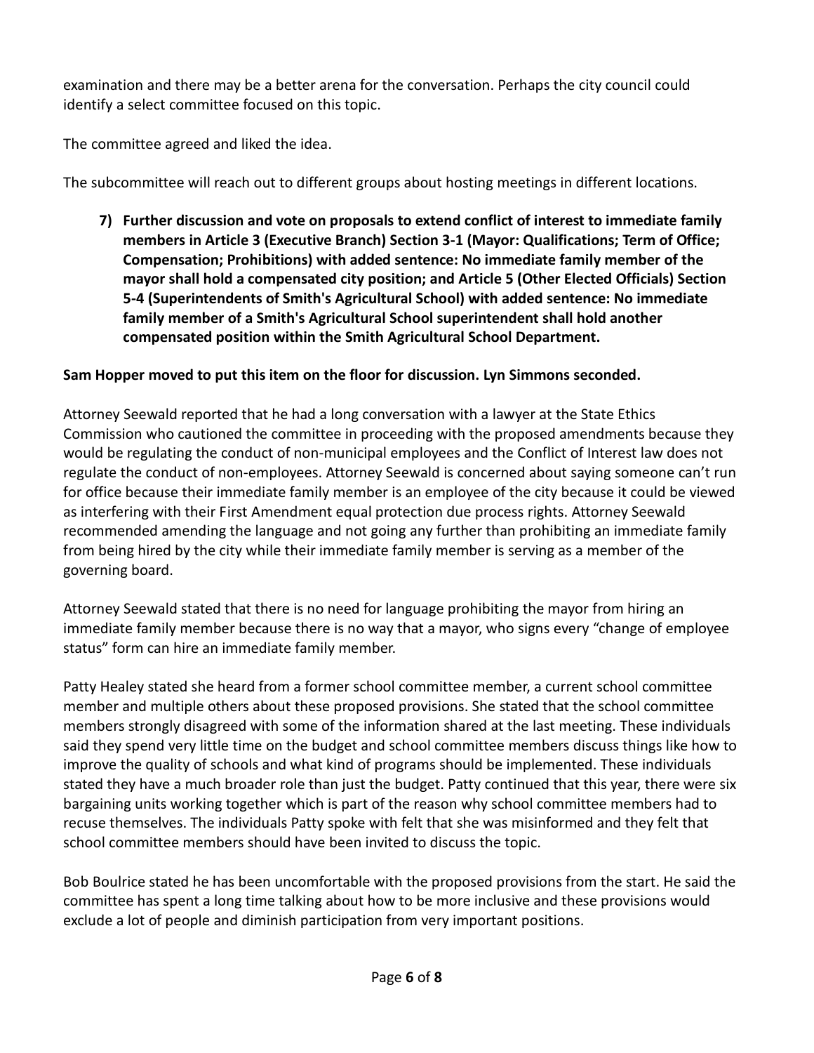examination and there may be a better arena for the conversation. Perhaps the city council could identify a select committee focused on this topic.

The committee agreed and liked the idea.

The subcommittee will reach out to different groups about hosting meetings in different locations.

7) **Further discussion and vote on proposals to extend conflict of interest to immediate family members in Article 3 (Executive Branch) Section 3-1 (Mayor: Qualifications; Term of Office; Compensation; Prohibitions) with added sentence: No immediate family member of the mayor shall hold a compensated city position; and Article 5 (Other Elected Officials) Section 5-4 (Superintendents of Smith's Agricultural School) with added sentence: No immediate family member of a Smith's Agricultural School superintendent shall hold another compensated position within the Smith Agricultural School Department.**

**Sam Hopper moved to put this item on the floor for discussion. Lyn Simmons seconded.**

Attorney Seewald reported that he had a long conversation with a lawyer at the State Ethics Commission who cautioned the committee in proceeding with the proposed amendments because they would be regulating the conduct of non-municipal employees and the Conflict of Interest law does not regulate the conduct of non-employees. Attorney Seewald is concerned about saying someone can't run for office because their immediate family member is an employee of the city because it could be viewed as interfering with their First Amendment equal protection due process rights. Attorney Seewald recommended amending the language and not going any further than prohibiting an immediate family from being hired by the city while their immediate family member is serving as a member of the governing board.

Attorney Seewald stated that there is no need for language prohibiting the mayor from hiring an immediate family member because there is no way that a mayor, who signs every "change of employee status" form can hire an immediate family member.

Patty Healey stated she heard from a former school committee member, a current school committee member and multiple others about these proposed provisions. She stated that the school committee members strongly disagreed with some of the information shared at the last meeting. These individuals said they spend very little time on the budget and school committee members discuss things like how to improve the quality of schools and what kind of programs should be implemented. These individuals stated they have a much broader role than just the budget. Patty continued that this year, there were six bargaining units working together which is part of the reason why school committee members had to recuse themselves. The individuals Patty spoke with felt that she was misinformed and they felt that school committee members should have been invited to discuss the topic.

Bob Boulrice stated he has been uncomfortable with the proposed provisions from the start. He said the committee has spent a long time talking about how to be more inclusive and these provisions would exclude a lot of people and diminish participation from very important positions.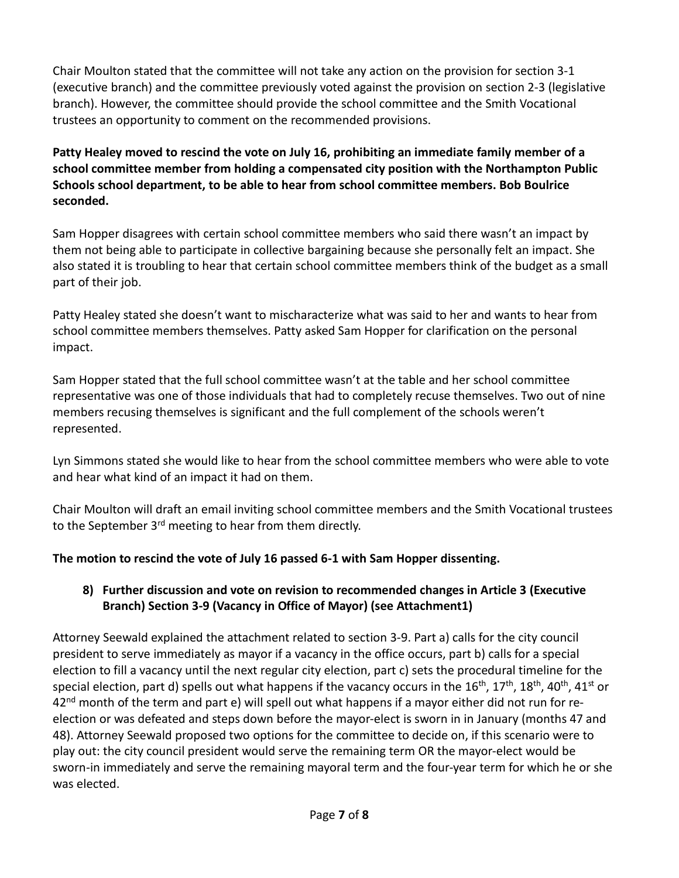Chair Moulton stated that the committee will not take any action on the provision for section 3-1 (executive branch) and the committee previously voted against the provision on section 2-3 (legislative branch). However, the committee should provide the school committee and the Smith Vocational trustees an opportunity to comment on the recommended provisions.

**Patty Healey moved to rescind the vote on July 16, prohibiting an immediate family member of a school committee member from holding a compensated city position with the Northampton Public Schools school department, to be able to hear from school committee members. Bob Boulrice seconded.**

Sam Hopper disagrees with certain school committee members who said there wasn't an impact by them not being able to participate in collective bargaining because she personally felt an impact. She also stated it is troubling to hear that certain school committee members think of the budget as a small part of their job.

Patty Healey stated she doesn't want to mischaracterize what was said to her and wants to hear from school committee members themselves. Patty asked Sam Hopper for clarification on the personal impact.

Sam Hopper stated that the full school committee wasn't at the table and her school committee representative was one of those individuals that had to completely recuse themselves. Two out of nine members recusing themselves is significant and the full complement of the schools weren't represented.

Lyn Simmons stated she would like to hear from the school committee members who were able to vote and hear what kind of an impact it had on them.

Chair Moulton will draft an email inviting school committee members and the Smith Vocational trustees to the September 3rd meeting to hear from them directly.

**The motion to rescind the vote of July 16 passed 6-1 with Sam Hopper dissenting.**

8) **Further discussion and vote on revision to recommended changes in Article 3 (Executive Branch) Section 3-9 (Vacancy in Office of Mayor) (see Attachment1)**

Attorney Seewald explained the attachment related to section 3-9. Part a) calls for the city council president to serve immediately as mayor if a vacancy in the office occurs, part b) calls for a special election to fill a vacancy until the next regular city election, part c) sets the procedural timeline for the special election, part d) spells out what happens if the vacancy occurs in the 16th, 17th, 18th, 40th, 41st or 42nd month of the term and part e) will spell out what happens if a mayor either did not run for re-election or was defeated and steps down before the mayor-elect is sworn in in January (months 47 and 48). Attorney Seewald proposed two options for the committee to decide on, if this scenario were to play out: the city council president would serve the remaining term OR the mayor-elect would be sworn-in immediately and serve the remaining mayoral term and the four-year term for which he or she was elected.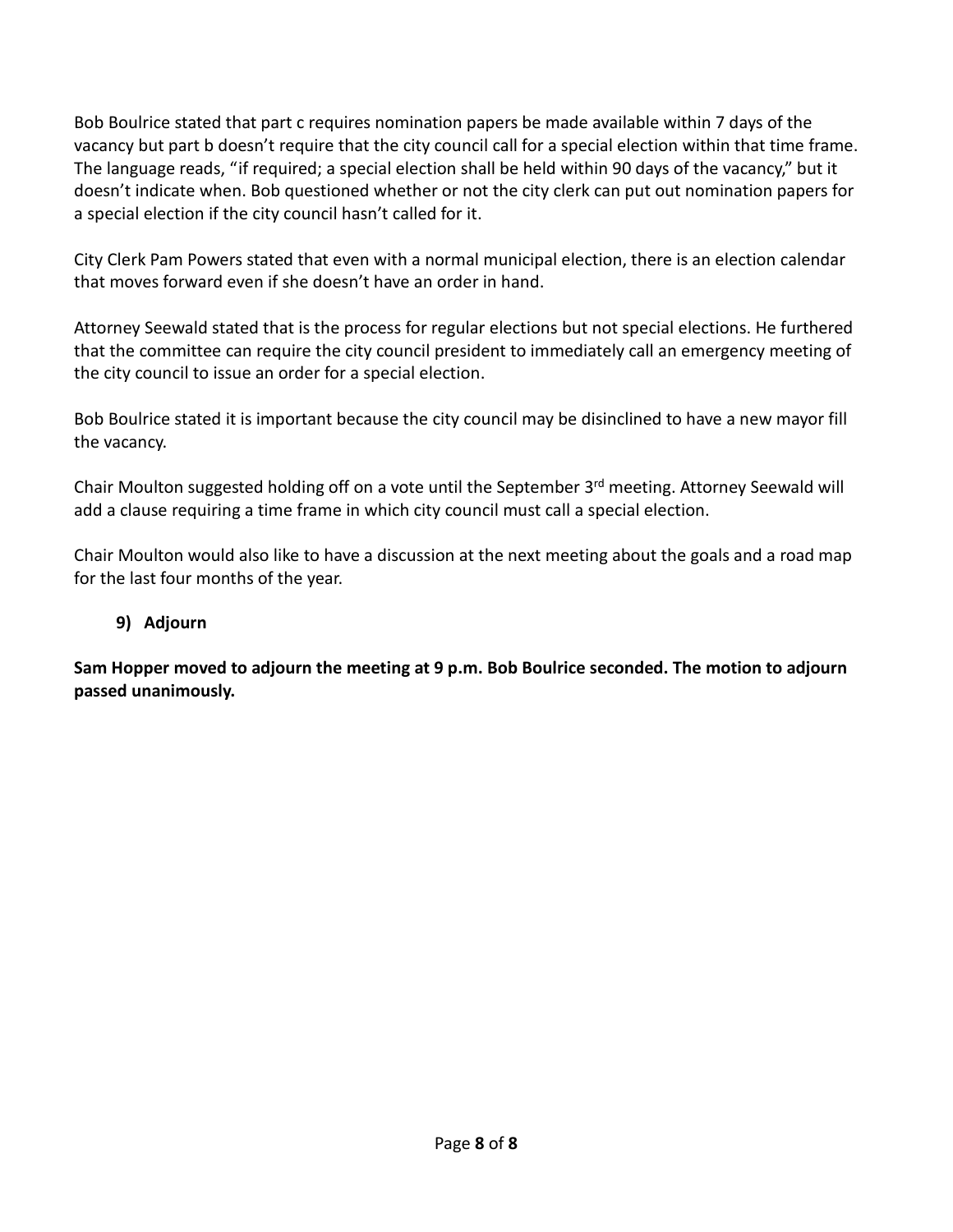Bob Boulrice stated that part c requires nomination papers be made available within 7 days of the vacancy but part b doesn't require that the city council call for a special election within that time frame. The language reads, "if required; a special election shall be held within 90 days of the vacancy," but it doesn't indicate when. Bob questioned whether or not the city clerk can put out nomination papers for a special election if the city council hasn't called for it.

City Clerk Pam Powers stated that even with a normal municipal election, there is an election calendar that moves forward even if she doesn't have an order in hand.

Attorney Seewald stated that is the process for regular elections but not special elections. He furthered that the committee can require the city council president to immediately call an emergency meeting of the city council to issue an order for a special election.

Bob Boulrice stated it is important because the city council may be disinclined to have a new mayor fill the vacancy.

Chair Moulton suggested holding off on a vote until the September 3rd meeting. Attorney Seewald will add a clause requiring a time frame in which city council must call a special election.

Chair Moulton would also like to have a discussion at the next meeting about the goals and a road map for the last four months of the year.

**9) Adjourn**

**Sam Hopper moved to adjourn the meeting at 9 p.m. Bob Boulrice seconded. The motion to adjourn passed unanimously.**